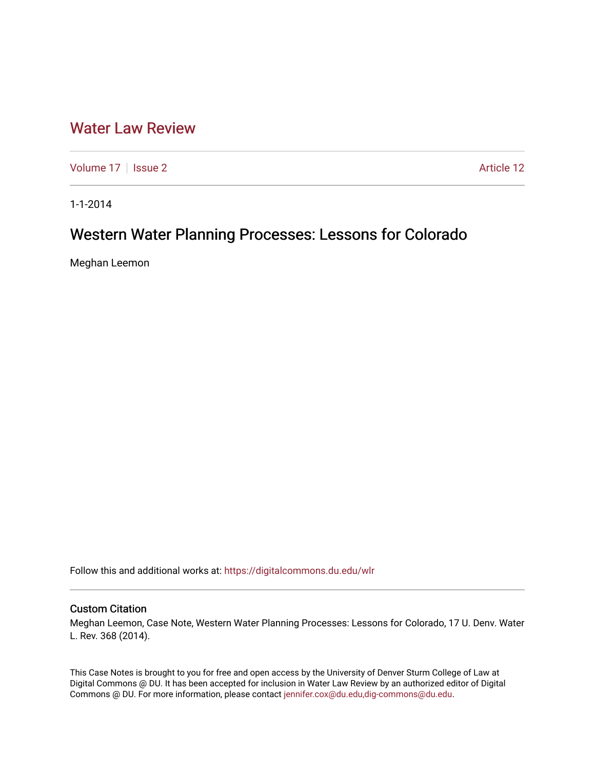# Water Law Review

Volume 17 | Issue 2 | Article 12

1-1-2014

## Western Water Planning Processes: Lessons for Colorado

Meghan Leemon

Follow this and additional works at: https://digitalcommons.du.edu/wlr

### Custom Citation

Meghan Leemon, Case Note, Western Water Planning Processes: Lessons for Colorado, 17 U. Denv. Water L. Rev. 368 (2014).

This Case Notes is brought to you for free and open access by the University of Denver Sturm College of Law at Digital Commons @ DU. It has been accepted for inclusion in Water Law Review by an authorized editor of Digital Commons @ DU. For more information, please contact jennifer.cox@du.edu,dig-commons@du.edu.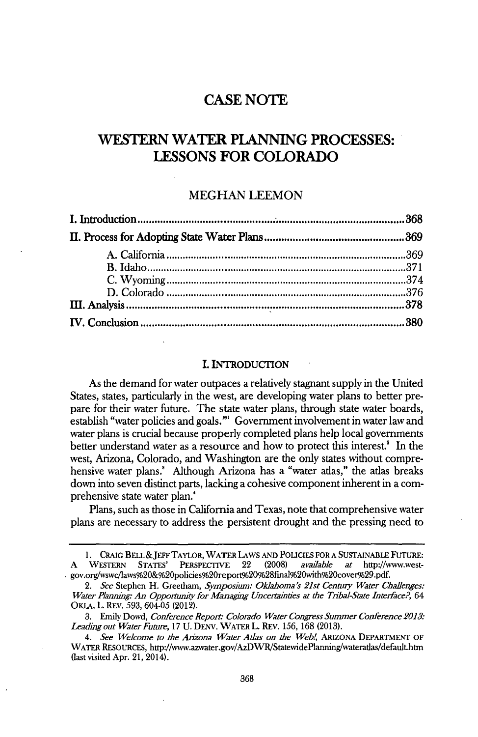# CASE NOTE

# WESTERN WATER PLANNING PROCESSES: LESSONS FOR COLORADO

MEGHAN LEEMON

I. Introduction .......... 368
II. Process for Adopting State Water Plans .......... 369
    A. California .......... 369
    B. Idaho .......... 371
    C. Wyoming .......... 374
    D. Colorado .......... 376
III. Analysis .......... 378
IV. Conclusion .......... 380

## I. INTRODUCTION

As the demand for water outpaces a relatively stagnant supply in the United States, states, particularly in the west, are developing water plans to better prepare for their water future. The state water plans, through state water boards, establish "water policies and goals."[1] Government involvement in water law and water plans is crucial because properly completed plans help local governments better understand water as a resource and how to protect this interest.[2] In the west, Arizona, Colorado, and Washington are the only states without comprehensive water plans.[3] Although Arizona has a "water atlas," the atlas breaks down into seven distinct parts, lacking a cohesive component inherent in a comprehensive state water plan.[4]

Plans, such as those in California and Texas, note that comprehensive water plans are necessary to address the persistent drought and the pressing need to

---

1. CRAIG BELL & JEFF TAYLOR, WATER LAWS AND POLICIES FOR A SUSTAINABLE FUTURE: A WESTERN STATES' PERSPECTIVE 22 (2008) *available at* http://www.westgov.org/wswc/laws%20&%20policies%20report%20%28final%20with%20cover%29.pdf.

2. *See* Stephen H. Greetham, *Symposium: Oklahoma's 21st Century Water Challenges: Water Planning: An Opportunity for Managing Uncertainties at the Tribal-State Interface?*, 64 OKLA. L. REV. 593, 604-05 (2012).

3. Emily Dowd, *Conference Report: Colorado Water Congress Summer Conference 2013: Leading out Water Future*, 17 U. DENV. WATER L. REV. 156, 168 (2013).

4. *See Welcome to the Arizona Water Atlas on the Web!*, ARIZONA DEPARTMENT OF WATER RESOURCES, http://www.azwater.gov/AzDWR/StatewidePlanning/wateratlas/default.htm (last visited Apr. 21, 2014).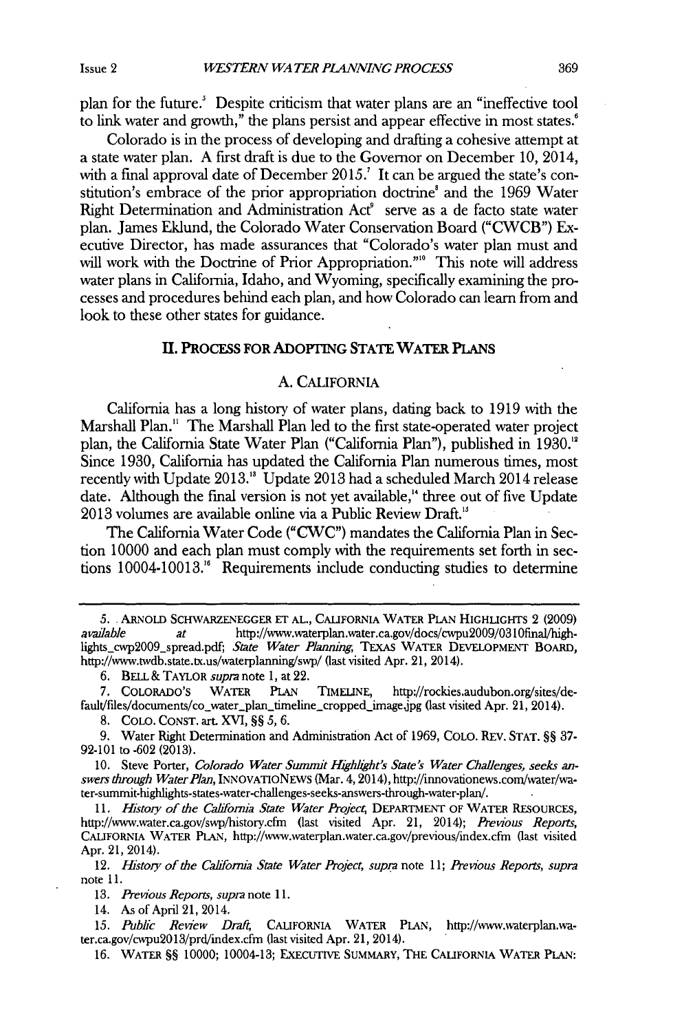plan for the future.[5] Despite criticism that water plans are an "ineffective tool to link water and growth," the plans persist and appear effective in most states.[6]

Colorado is in the process of developing and drafting a cohesive attempt at a state water plan. A first draft is due to the Governor on December 10, 2014, with a final approval date of December 2015.[7] It can be argued the state's constitution's embrace of the prior appropriation doctrine[8] and the 1969 Water Right Determination and Administration Act[9] serve as a de facto state water plan. James Eklund, the Colorado Water Conservation Board ("CWCB") Executive Director, has made assurances that "Colorado's water plan must and will work with the Doctrine of Prior Appropriation."[10] This note will address water plans in California, Idaho, and Wyoming, specifically examining the processes and procedures behind each plan, and how Colorado can learn from and look to these other states for guidance.

## II. PROCESS FOR ADOPTING STATE WATER PLANS

### A. CALIFORNIA

California has a long history of water plans, dating back to 1919 with the Marshall Plan.[11] The Marshall Plan led to the first state-operated water project plan, the California State Water Plan ("California Plan"), published in 1930.[12] Since 1930, California has updated the California Plan numerous times, most recently with Update 2013.[13] Update 2013 had a scheduled March 2014 release date. Although the final version is not yet available,[14] three out of five Update 2013 volumes are available online via a Public Review Draft.[15]

The California Water Code ("CWC") mandates the California Plan in Section 10000 and each plan must comply with the requirements set forth in sections 10004-10013.[16] Requirements include conducting studies to determine

---

5. ARNOLD SCHWARZENEGGER ET AL., CALIFORNIA WATER PLAN HIGHLIGHTS 2 (2009) *available at* http://www.waterplan.water.ca.gov/docs/cwpu2009/0310final/highlights_cwp2009_spread.pdf; *State Water Planning*, TEXAS WATER DEVELOPMENT BOARD, http://www.twdb.state.tx.us/waterplanning/swp/ (last visited Apr. 21, 2014).

6. BELL & TAYLOR *supra* note 1, at 22.

7. COLORADO'S WATER PLAN TIMELINE, http://rockies.audubon.org/sites/default/files/documents/co_water_plan_timeline_cropped_image.jpg (last visited Apr. 21, 2014).

8. COLO. CONST. art. XVI, §§ 5, 6.

9. Water Right Determination and Administration Act of 1969, COLO. REV. STAT. §§ 37-92-101 to -602 (2013).

10. Steve Porter, *Colorado Water Summit Highlight's State's Water Challenges, seeks answers through Water Plan*, INNOVATIONEWS (Mar. 4, 2014), http://innovationews.com/water/water-summit-highlights-states-water-challenges-seeks-answers-through-water-plan/.

11. *History of the California State Water Project*, DEPARTMENT OF WATER RESOURCES, http://www.water.ca.gov/swp/history.cfm (last visited Apr. 21, 2014); *Previous Reports*, CALIFORNIA WATER PLAN, http://www.waterplan.water.ca.gov/previous/index.cfm (last visited Apr. 21, 2014).

12. *History of the California State Water Project*, *supra* note 11; *Previous Reports*, *supra* note 11.

13. *Previous Reports*, *supra* note 11.

14. As of April 21, 2014.

15. *Public Review Draft*, CALIFORNIA WATER PLAN, http://www.waterplan.water.ca.gov/cwpu2013/prd/index.cfm (last visited Apr. 21, 2014).

16. WATER §§ 10000; 10004-13; EXECUTIVE SUMMARY, THE CALIFORNIA WATER PLAN: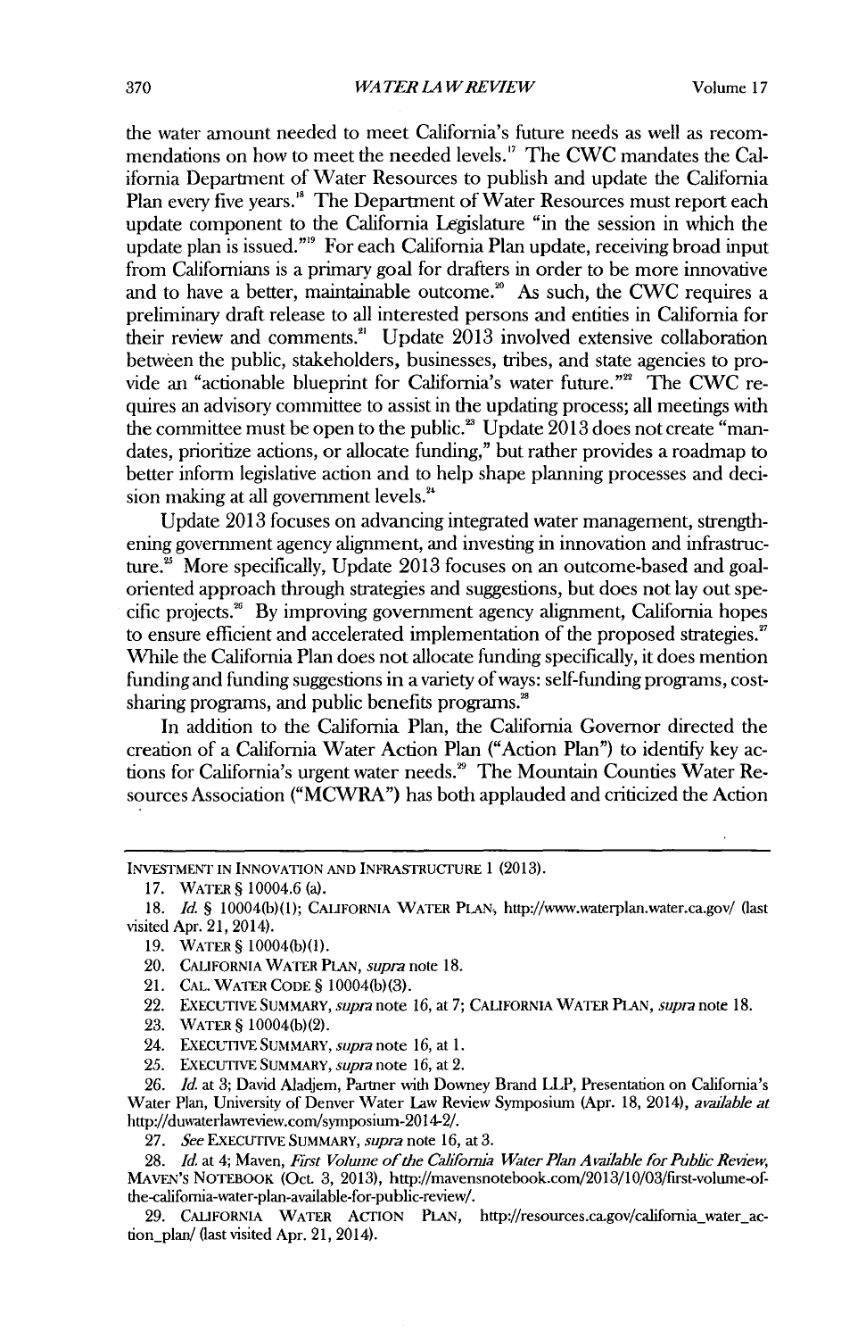the water amount needed to meet California's future needs as well as recommendations on how to meet the needed levels.[17] The CWC mandates the California Department of Water Resources to publish and update the California Plan every five years.[18] The Department of Water Resources must report each update component to the California Legislature "in the session in which the update plan is issued."[19] For each California Plan update, receiving broad input from Californians is a primary goal for drafters in order to be more innovative and to have a better, maintainable outcome.[20] As such, the CWC requires a preliminary draft release to all interested persons and entities in California for their review and comments.[21] Update 2013 involved extensive collaboration between the public, stakeholders, businesses, tribes, and state agencies to provide an "actionable blueprint for California's water future."[22] The CWC requires an advisory committee to assist in the updating process; all meetings with the committee must be open to the public.[23] Update 2013 does not create "mandates, prioritize actions, or allocate funding," but rather provides a roadmap to better inform legislative action and to help shape planning processes and decision making at all government levels.[24]

Update 2013 focuses on advancing integrated water management, strengthening government agency alignment, and investing in innovation and infrastructure.[25] More specifically, Update 2013 focuses on an outcome-based and goal-oriented approach through strategies and suggestions, but does not lay out specific projects.[26] By improving government agency alignment, California hopes to ensure efficient and accelerated implementation of the proposed strategies.[27] While the California Plan does not allocate funding specifically, it does mention funding and funding suggestions in a variety of ways: self-funding programs, cost-sharing programs, and public benefits programs.[28]

In addition to the California Plan, the California Governor directed the creation of a California Water Action Plan ("Action Plan") to identify key actions for California's urgent water needs.[29] The Mountain Counties Water Resources Association ("MCWRA") has both applauded and criticized the Action

---

INVESTMENT IN INNOVATION AND INFRASTRUCTURE 1 (2013).

17. WATER § 10004.6 (a).

18. *Id.* § 10004(b)(1); CALIFORNIA WATER PLAN, http://www.waterplan.water.ca.gov/ (last visited Apr. 21, 2014).

19. WATER § 10004(b)(1).

20. CALIFORNIA WATER PLAN, *supra* note 18.

21. CAL. WATER CODE § 10004(b)(3).

22. EXECUTIVE SUMMARY, *supra* note 16, at 7; CALIFORNIA WATER PLAN, *supra* note 18.

23. WATER § 10004(b)(2).

24. EXECUTIVE SUMMARY, *supra* note 16, at 1.

25. EXECUTIVE SUMMARY, *supra* note 16, at 2.

26. *Id.* at 3; David Aladjem, Partner with Downey Brand LLP, Presentation on California's Water Plan, University of Denver Water Law Review Symposium (Apr. 18, 2014), *available at* http://duwaterlawreview.com/symposium-2014-2/.

27. *See* EXECUTIVE SUMMARY, *supra* note 16, at 3.

28. *Id.* at 4; Maven, *First Volume of the California Water Plan Available for Public Review*, MAVEN'S NOTEBOOK (Oct. 3, 2013), http://mavensnotebook.com/2013/10/03/first-volume-of-the-california-water-plan-available-for-public-review/.

29. CALIFORNIA WATER ACTION PLAN, http://resources.ca.gov/california_water_action_plan/ (last visited Apr. 21, 2014).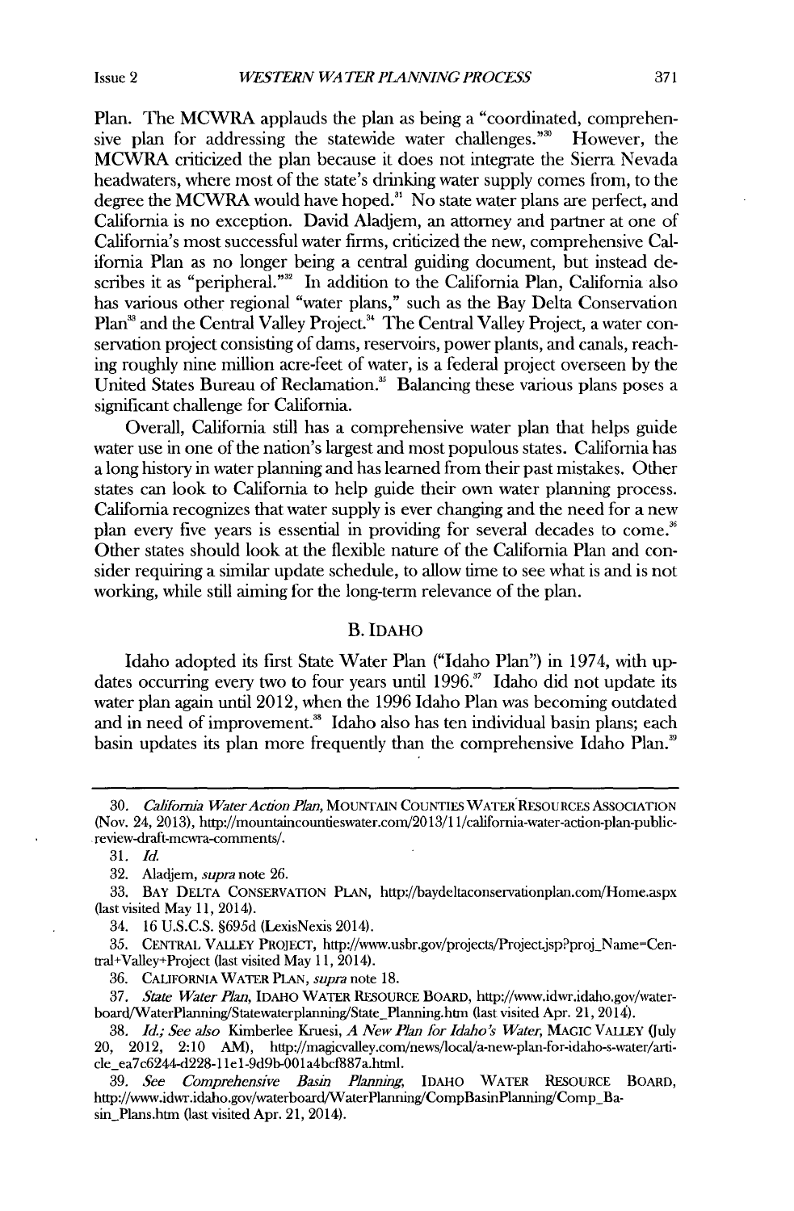Plan. The MCWRA applauds the plan as being a "coordinated, comprehensive plan for addressing the statewide water challenges."[30] However, the MCWRA criticized the plan because it does not integrate the Sierra Nevada headwaters, where most of the state's drinking water supply comes from, to the degree the MCWRA would have hoped.[31] No state water plans are perfect, and California is no exception. David Aladjem, an attorney and partner at one of California's most successful water firms, criticized the new, comprehensive California Plan as no longer being a central guiding document, but instead describes it as "peripheral."[32] In addition to the California Plan, California also has various other regional "water plans," such as the Bay Delta Conservation Plan[33] and the Central Valley Project.[34] The Central Valley Project, a water conservation project consisting of dams, reservoirs, power plants, and canals, reaching roughly nine million acre-feet of water, is a federal project overseen by the United States Bureau of Reclamation.[35] Balancing these various plans poses a significant challenge for California.

Overall, California still has a comprehensive water plan that helps guide water use in one of the nation's largest and most populous states. California has a long history in water planning and has learned from their past mistakes. Other states can look to California to help guide their own water planning process. California recognizes that water supply is ever changing and the need for a new plan every five years is essential in providing for several decades to come.[36] Other states should look at the flexible nature of the California Plan and consider requiring a similar update schedule, to allow time to see what is and is not working, while still aiming for the long-term relevance of the plan.

### B. IDAHO

Idaho adopted its first State Water Plan ("Idaho Plan") in 1974, with updates occurring every two to four years until 1996.[37] Idaho did not update its water plan again until 2012, when the 1996 Idaho Plan was becoming outdated and in need of improvement.[38] Idaho also has ten individual basin plans; each basin updates its plan more frequently than the comprehensive Idaho Plan.[39]

---

30. *California Water Action Plan,* MOUNTAIN COUNTIES WATER RESOURCES ASSOCIATION (Nov. 24, 2013), http://mountaincountieswater.com/2013/11/california-water-action-plan-public-review-draft-mcwra-comments/.

31. *Id.*

32. Aladjem, *supra* note 26.

33. BAY DELTA CONSERVATION PLAN, http://baydeltaconservationplan.com/Home.aspx (last visited May 11, 2014).

34. 16 U.S.C.S. §695d (LexisNexis 2014).

35. CENTRAL VALLEY PROJECT, http://www.usbr.gov/projects/Project.jsp?proj_Name=Central+Valley+Project (last visited May 11, 2014).

36. CALIFORNIA WATER PLAN, *supra* note 18.

37. *State Water Plan,* IDAHO WATER RESOURCE BOARD, http://www.idwr.idaho.gov/waterboard/WaterPlanning/Statewaterplanning/State_Planning.htm (last visited Apr. 21, 2014).

38. *Id.; See also* Kimberlee Kruesi, *A New Plan for Idaho's Water,* MAGIC VALLEY (July 20, 2012, 2:10 AM), http://magicvalley.com/news/local/a-new-plan-for-idaho-s-water/article_ea7c6244-d228-11e1-9d9b-001a4bcf887a.html.

39. *See Comprehensive Basin Planning,* IDAHO WATER RESOURCE BOARD, http://www.idwr.idaho.gov/waterboard/WaterPlanning/CompBasinPlanning/Comp_Basin_Plans.htm (last visited Apr. 21, 2014).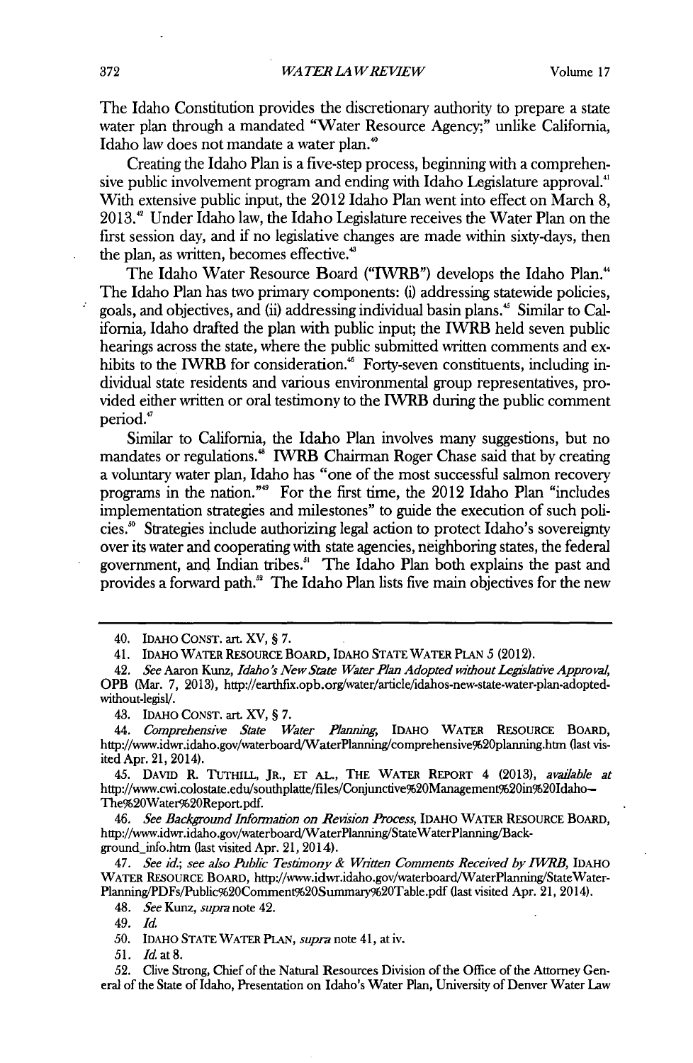The Idaho Constitution provides the discretionary authority to prepare a state water plan through a mandated "Water Resource Agency;" unlike California, Idaho law does not mandate a water plan.[40]

Creating the Idaho Plan is a five-step process, beginning with a comprehensive public involvement program and ending with Idaho Legislature approval.[41] With extensive public input, the 2012 Idaho Plan went into effect on March 8, 2013.[42] Under Idaho law, the Idaho Legislature receives the Water Plan on the first session day, and if no legislative changes are made within sixty-days, then the plan, as written, becomes effective.[43]

The Idaho Water Resource Board ("IWRB") develops the Idaho Plan.[44] The Idaho Plan has two primary components: (i) addressing statewide policies, goals, and objectives, and (ii) addressing individual basin plans.[45] Similar to California, Idaho drafted the plan with public input; the IWRB held seven public hearings across the state, where the public submitted written comments and exhibits to the IWRB for consideration.[46] Forty-seven constituents, including individual state residents and various environmental group representatives, provided either written or oral testimony to the IWRB during the public comment period.[47]

Similar to California, the Idaho Plan involves many suggestions, but no mandates or regulations.[48] IWRB Chairman Roger Chase said that by creating a voluntary water plan, Idaho has "one of the most successful salmon recovery programs in the nation."[49] For the first time, the 2012 Idaho Plan "includes implementation strategies and milestones" to guide the execution of such policies.[50] Strategies include authorizing legal action to protect Idaho's sovereignty over its water and cooperating with state agencies, neighboring states, the federal government, and Indian tribes.[51] The Idaho Plan both explains the past and provides a forward path.[52] The Idaho Plan lists five main objectives for the new

---

40. IDAHO CONST. art. XV, § 7.

41. IDAHO WATER RESOURCE BOARD, IDAHO STATE WATER PLAN 5 (2012).

42. *See* Aaron Kunz, *Idaho's New State Water Plan Adopted without Legislative Approval*, OPB (Mar. 7, 2013), http://earthfix.opb.org/water/article/idahos-new-state-water-plan-adopted-without-legisl/.

43. IDAHO CONST. art. XV, § 7.

44. *Comprehensive State Water Planning*, IDAHO WATER RESOURCE BOARD, http://www.idwr.idaho.gov/waterboard/WaterPlanning/comprehensive%20planning.htm (last visited Apr. 21, 2014).

45. DAVID R. TUTHILL, JR., ET AL., THE WATER REPORT 4 (2013), *available at* http://www.cwi.colostate.edu/southplatte/files/Conjunctive%20Management%20in%20Idaho–The%20Water%20Report.pdf.

46. *See Background Information on Revision Process*, IDAHO WATER RESOURCE BOARD, http://www.idwr.idaho.gov/waterboard/WaterPlanning/StateWaterPlanning/Background_info.htm (last visited Apr. 21, 2014).

47. *See id.*; *see also Public Testimony & Written Comments Received by IWRB*, IDAHO WATER RESOURCE BOARD, http://www.idwr.idaho.gov/waterboard/WaterPlanning/StateWaterPlanning/PDFs/Public%20Comment%20Summary%20Table.pdf (last visited Apr. 21, 2014).

48. *See* Kunz, *supra* note 42.

49. *Id.*

50. IDAHO STATE WATER PLAN, *supra* note 41, at iv.

51. *Id.* at 8.

52. Clive Strong, Chief of the Natural Resources Division of the Office of the Attorney General of the State of Idaho, Presentation on Idaho's Water Plan, University of Denver Water Law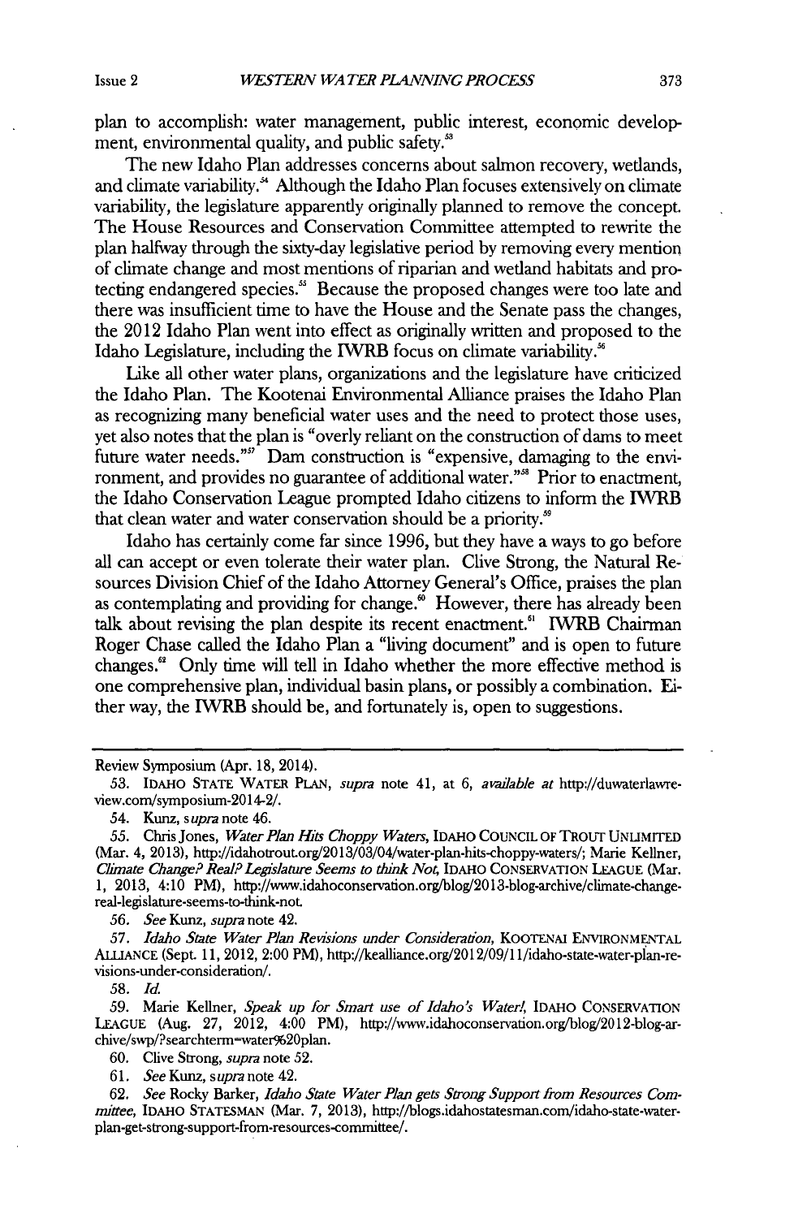plan to accomplish: water management, public interest, economic development, environmental quality, and public safety.[53]

The new Idaho Plan addresses concerns about salmon recovery, wetlands, and climate variability.[54] Although the Idaho Plan focuses extensively on climate variability, the legislature apparently originally planned to remove the concept. The House Resources and Conservation Committee attempted to rewrite the plan halfway through the sixty-day legislative period by removing every mention of climate change and most mentions of riparian and wetland habitats and protecting endangered species.[55] Because the proposed changes were too late and there was insufficient time to have the House and the Senate pass the changes, the 2012 Idaho Plan went into effect as originally written and proposed to the Idaho Legislature, including the IWRB focus on climate variability.[56]

Like all other water plans, organizations and the legislature have criticized the Idaho Plan. The Kootenai Environmental Alliance praises the Idaho Plan as recognizing many beneficial water uses and the need to protect those uses, yet also notes that the plan is "overly reliant on the construction of dams to meet future water needs."[57] Dam construction is "expensive, damaging to the environment, and provides no guarantee of additional water."[58] Prior to enactment, the Idaho Conservation League prompted Idaho citizens to inform the IWRB that clean water and water conservation should be a priority.[59]

Idaho has certainly come far since 1996, but they have a ways to go before all can accept or even tolerate their water plan. Clive Strong, the Natural Resources Division Chief of the Idaho Attorney General's Office, praises the plan as contemplating and providing for change.[60] However, there has already been talk about revising the plan despite its recent enactment.[61] IWRB Chairman Roger Chase called the Idaho Plan a "living document" and is open to future changes.[62] Only time will tell in Idaho whether the more effective method is one comprehensive plan, individual basin plans, or possibly a combination. Either way, the IWRB should be, and fortunately is, open to suggestions.

---

Review Symposium (Apr. 18, 2014).

53. IDAHO STATE WATER PLAN, *supra* note 41, at 6, *available at* http://duwaterlawreview.com/symposium-2014-2/.

54. Kunz, *supra* note 46.

55. Chris Jones, *Water Plan Hits Choppy Waters*, IDAHO COUNCIL OF TROUT UNLIMITED (Mar. 4, 2013), http://idahotrout.org/2013/03/04/water-plan-hits-choppy-waters/; Marie Kellner, *Climate Change? Real? Legislature Seems to think Not*, IDAHO CONSERVATION LEAGUE (Mar. 1, 2013, 4:10 PM), http://www.idahoconservation.org/blog/2013-blog-archive/climate-change-real-legislature-seems-to-think-not.

56. *See* Kunz, *supra* note 42.

57. *Idaho State Water Plan Revisions under Consideration*, KOOTENAI ENVIRONMENTAL ALLIANCE (Sept. 11, 2012, 2:00 PM), http://kealliance.org/2012/09/11/idaho-state-water-plan-revisions-under-consideration/.

58. *Id.*

59. Marie Kellner, *Speak up for Smart use of Idaho's Water!*, IDAHO CONSERVATION LEAGUE (Aug. 27, 2012, 4:00 PM), http://www.idahoconservation.org/blog/2012-blog-archive/swp/?searchterm=water%20plan.

60. Clive Strong, *supra* note 52.

61. *See* Kunz, *supra* note 42.

62. *See* Rocky Barker, *Idaho State Water Plan gets Strong Support from Resources Committee*, IDAHO STATESMAN (Mar. 7, 2013), http://blogs.idahostatesman.com/idaho-state-water-plan-get-strong-support-from-resources-committee/.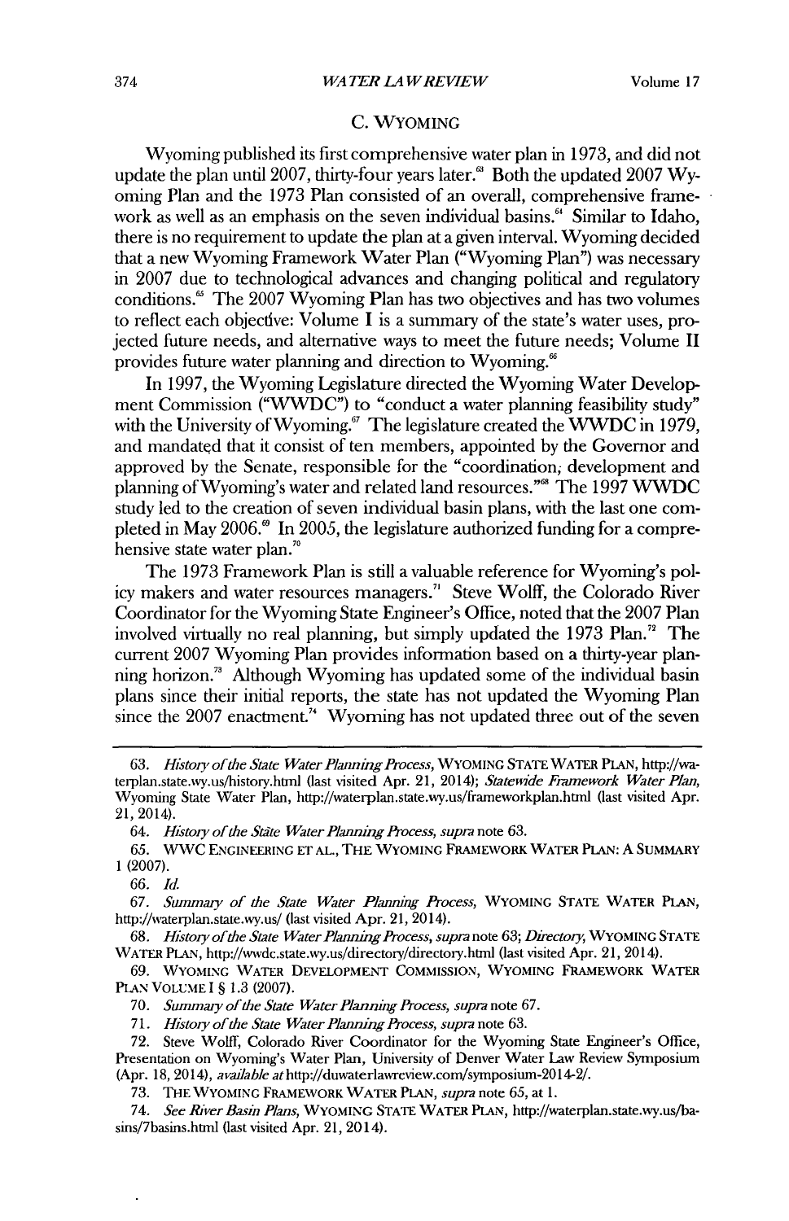### C. WYOMING

Wyoming published its first comprehensive water plan in 1973, and did not update the plan until 2007, thirty-four years later.[63] Both the updated 2007 Wyoming Plan and the 1973 Plan consisted of an overall, comprehensive framework as well as an emphasis on the seven individual basins.[64] Similar to Idaho, there is no requirement to update the plan at a given interval. Wyoming decided that a new Wyoming Framework Water Plan ("Wyoming Plan") was necessary in 2007 due to technological advances and changing political and regulatory conditions.[65] The 2007 Wyoming Plan has two objectives and has two volumes to reflect each objective: Volume I is a summary of the state's water uses, projected future needs, and alternative ways to meet the future needs; Volume II provides future water planning and direction to Wyoming.[66]

In 1997, the Wyoming Legislature directed the Wyoming Water Development Commission ("WWDC") to "conduct a water planning feasibility study" with the University of Wyoming.[67] The legislature created the WWDC in 1979, and mandated that it consist of ten members, appointed by the Governor and approved by the Senate, responsible for the "coordination, development and planning of Wyoming's water and related land resources."[68] The 1997 WWDC study led to the creation of seven individual basin plans, with the last one completed in May 2006.[69] In 2005, the legislature authorized funding for a comprehensive state water plan.[70]

The 1973 Framework Plan is still a valuable reference for Wyoming's policy makers and water resources managers.[71] Steve Wolff, the Colorado River Coordinator for the Wyoming State Engineer's Office, noted that the 2007 Plan involved virtually no real planning, but simply updated the 1973 Plan.[72] The current 2007 Wyoming Plan provides information based on a thirty-year planning horizon.[73] Although Wyoming has updated some of the individual basin plans since their initial reports, the state has not updated the Wyoming Plan since the 2007 enactment.[74] Wyoming has not updated three out of the seven

---

63. *History of the State Water Planning Process*, WYOMING STATE WATER PLAN, http://waterplan.state.wy.us/history.html (last visited Apr. 21, 2014); *Statewide Framework Water Plan*, Wyoming State Water Plan, http://waterplan.state.wy.us/frameworkplan.html (last visited Apr. 21, 2014).

64. *History of the State Water Planning Process*, *supra* note 63.

65. WWC ENGINEERING ET AL., THE WYOMING FRAMEWORK WATER PLAN: A SUMMARY 1 (2007).

66. *Id.*

67. *Summary of the State Water Planning Process*, WYOMING STATE WATER PLAN, http://waterplan.state.wy.us/ (last visited Apr. 21, 2014).

68. *History of the State Water Planning Process*, *supra* note 63; *Directory*, WYOMING STATE WATER PLAN, http://wwdc.state.wy.us/directory/directory.html (last visited Apr. 21, 2014).

69. WYOMING WATER DEVELOPMENT COMMISSION, WYOMING FRAMEWORK WATER PLAN VOLUME I § 1.3 (2007).

70. *Summary of the State Water Planning Process*, *supra* note 67.

71. *History of the State Water Planning Process*, *supra* note 63.

72. Steve Wolff, Colorado River Coordinator for the Wyoming State Engineer's Office, Presentation on Wyoming's Water Plan, University of Denver Water Law Review Symposium (Apr. 18, 2014), *available at* http://duwaterlawreview.com/symposium-2014-2/.

73. THE WYOMING FRAMEWORK WATER PLAN, *supra* note 65, at 1.

74. *See River Basin Plans*, WYOMING STATE WATER PLAN, http://waterplan.state.wy.us/basins/7basins.html (last visited Apr. 21, 2014).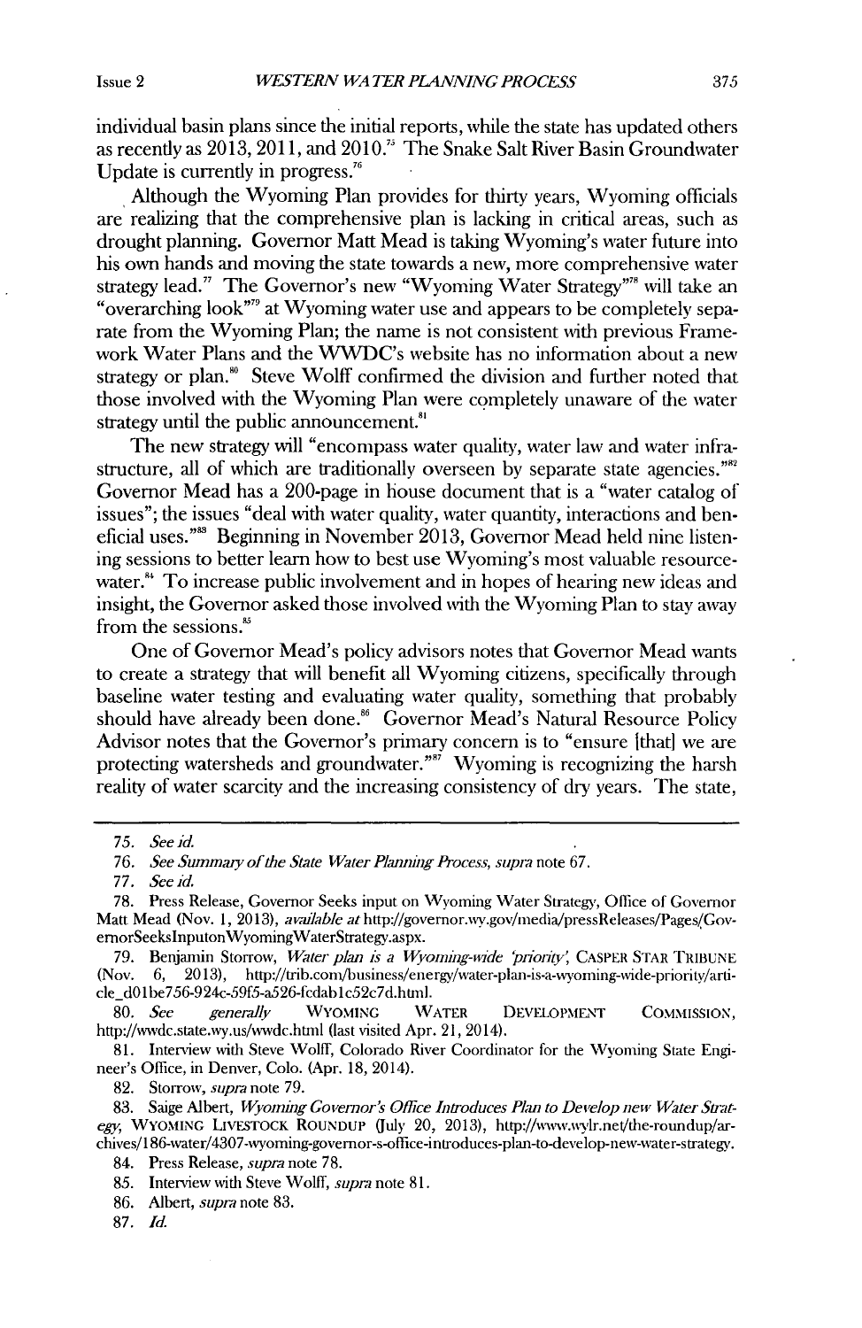individual basin plans since the initial reports, while the state has updated others as recently as 2013, 2011, and 2010.[75] The Snake Salt River Basin Groundwater Update is currently in progress.[76]

Although the Wyoming Plan provides for thirty years, Wyoming officials are realizing that the comprehensive plan is lacking in critical areas, such as drought planning. Governor Matt Mead is taking Wyoming's water future into his own hands and moving the state towards a new, more comprehensive water strategy lead.[77] The Governor's new "Wyoming Water Strategy"[78] will take an "overarching look"[79] at Wyoming water use and appears to be completely separate from the Wyoming Plan; the name is not consistent with previous Framework Water Plans and the WWDC's website has no information about a new strategy or plan.[80] Steve Wolff confirmed the division and further noted that those involved with the Wyoming Plan were completely unaware of the water strategy until the public announcement.[81]

The new strategy will "encompass water quality, water law and water infrastructure, all of which are traditionally overseen by separate state agencies."[82] Governor Mead has a 200-page in house document that is a "water catalog of issues"; the issues "deal with water quality, water quantity, interactions and beneficial uses."[83] Beginning in November 2013, Governor Mead held nine listening sessions to better learn how to best use Wyoming's most valuable resource-water.[84] To increase public involvement and in hopes of hearing new ideas and insight, the Governor asked those involved with the Wyoming Plan to stay away from the sessions.[85]

One of Governor Mead's policy advisors notes that Governor Mead wants to create a strategy that will benefit all Wyoming citizens, specifically through baseline water testing and evaluating water quality, something that probably should have already been done.[86] Governor Mead's Natural Resource Policy Advisor notes that the Governor's primary concern is to "ensure [that] we are protecting watersheds and groundwater."[87] Wyoming is recognizing the harsh reality of water scarcity and the increasing consistency of dry years. The state,

---

75. *See id.*

76. *See Summary of the State Water Planning Process*, *supra* note 67.

77. *See id.*

78. Press Release, Governor Seeks input on Wyoming Water Strategy, Office of Governor Matt Mead (Nov. 1, 2013), *available at* http://governor.wy.gov/media/pressReleases/Pages/GovernorSeeksInputonWyomingWaterStrategy.aspx.

79. Benjamin Storrow, *Water plan is a Wyoming-wide 'priority'*, CASPER STAR TRIBUNE (Nov. 6, 2013), http://trib.com/business/energy/water-plan-is-a-wyoming-wide-priority/article_d01be756-924c-59f5-a526-fcdab1c52c7d.html.

80. *See generally* WYOMING WATER DEVELOPMENT COMMISSION, http://wwdc.state.wy.us/wwdc.html (last visited Apr. 21, 2014).

81. Interview with Steve Wolff, Colorado River Coordinator for the Wyoming State Engineer's Office, in Denver, Colo. (Apr. 18, 2014).

82. Storrow, *supra* note 79.

83. Saige Albert, *Wyoming Governor's Office Introduces Plan to Develop new Water Strategy*, WYOMING LIVESTOCK ROUNDUP (July 20, 2013), http://www.wylr.net/the-roundup/archives/186-water/4307-wyoming-governor-s-office-introduces-plan-to-develop-new-water-strategy.

84. Press Release, *supra* note 78.

85. Interview with Steve Wolff, *supra* note 81.

86. Albert, *supra* note 83.

87. *Id.*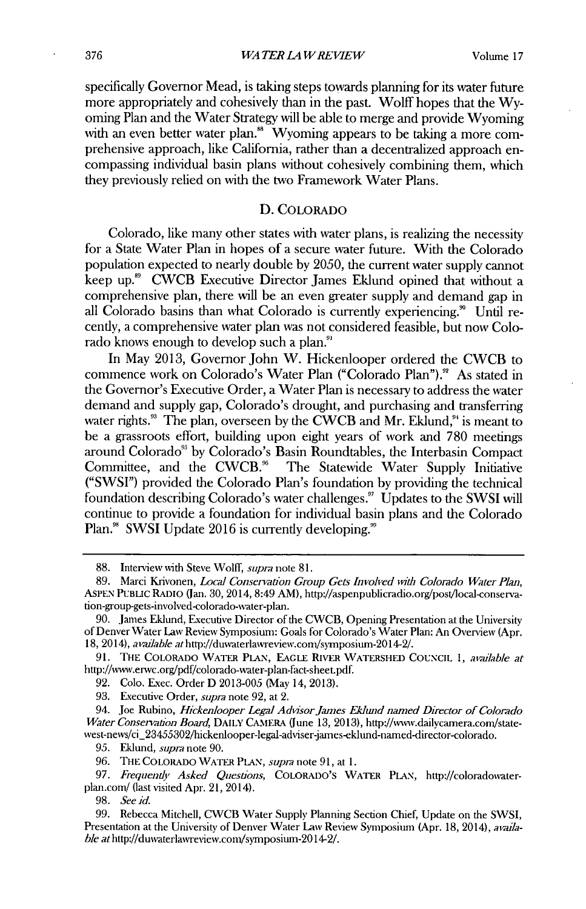specifically Governor Mead, is taking steps towards planning for its water future more appropriately and cohesively than in the past. Wolff hopes that the Wyoming Plan and the Water Strategy will be able to merge and provide Wyoming with an even better water plan.[88] Wyoming appears to be taking a more comprehensive approach, like California, rather than a decentralized approach encompassing individual basin plans without cohesively combining them, which they previously relied on with the two Framework Water Plans.

### D. COLORADO

Colorado, like many other states with water plans, is realizing the necessity for a State Water Plan in hopes of a secure water future. With the Colorado population expected to nearly double by 2050, the current water supply cannot keep up.[89] CWCB Executive Director James Eklund opined that without a comprehensive plan, there will be an even greater supply and demand gap in all Colorado basins than what Colorado is currently experiencing.[90] Until recently, a comprehensive water plan was not considered feasible, but now Colorado knows enough to develop such a plan.[91]

In May 2013, Governor John W. Hickenlooper ordered the CWCB to commence work on Colorado's Water Plan ("Colorado Plan").[92] As stated in the Governor's Executive Order, a Water Plan is necessary to address the water demand and supply gap, Colorado's drought, and purchasing and transferring water rights.[93] The plan, overseen by the CWCB and Mr. Eklund,[94] is meant to be a grassroots effort, building upon eight years of work and 780 meetings around Colorado[95] by Colorado's Basin Roundtables, the Interbasin Compact Committee, and the CWCB.[96] The Statewide Water Supply Initiative ("SWSI") provided the Colorado Plan's foundation by providing the technical foundation describing Colorado's water challenges.[97] Updates to the SWSI will continue to provide a foundation for individual basin plans and the Colorado Plan.[98] SWSI Update 2016 is currently developing.[99]

---

88. Interview with Steve Wolff, *supra* note 81.

89. Marci Krivonen, *Local Conservation Group Gets Involved with Colorado Water Plan*, ASPEN PUBLIC RADIO (Jan. 30, 2014, 8:49 AM), http://aspenpublicradio.org/post/local-conservation-group-gets-involved-colorado-water-plan.

90. James Eklund, Executive Director of the CWCB, Opening Presentation at the University of Denver Water Law Review Symposium: Goals for Colorado's Water Plan: An Overview (Apr. 18, 2014), *available at* http://duwaterlawreview.com/symposium-2014-2/.

91. THE COLORADO WATER PLAN, EAGLE RIVER WATERSHED COUNCIL 1, *available at* http://www.erwc.org/pdf/colorado-water-plan-fact-sheet.pdf.

92. Colo. Exec. Order D 2013-005 (May 14, 2013).

93. Executive Order, *supra* note 92, at 2.

94. Joe Rubino, *Hickenlooper Legal Advisor James Eklund named Director of Colorado Water Conservation Board*, DAILY CAMERA (June 13, 2013), http://www.dailycamera.com/state-west-news/ci_23455302/hickenlooper-legal-adviser-james-eklund-named-director-colorado.

95. Eklund, *supra* note 90.

96. THE COLORADO WATER PLAN, *supra* note 91, at 1.

97. *Frequently Asked Questions*, COLORADO'S WATER PLAN, http://coloradowaterplan.com/ (last visited Apr. 21, 2014).

98. *See id.*

99. Rebecca Mitchell, CWCB Water Supply Planning Section Chief, Update on the SWSI, Presentation at the University of Denver Water Law Review Symposium (Apr. 18, 2014), *available at* http://duwaterlawreview.com/symposium-2014-2/.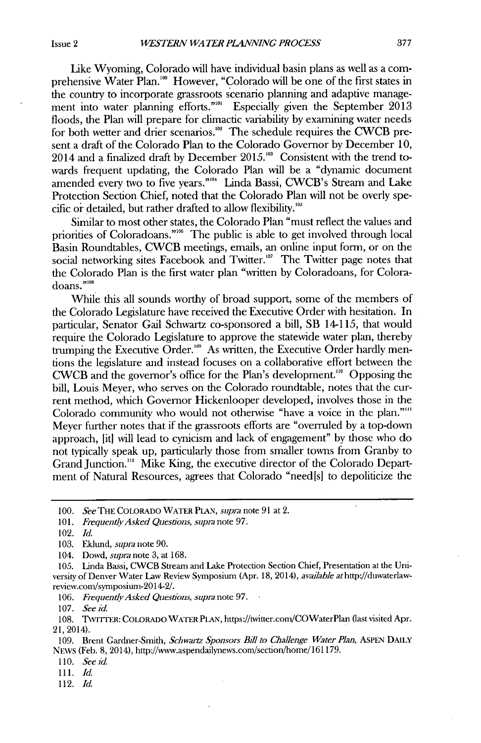Like Wyoming, Colorado will have individual basin plans as well as a comprehensive Water Plan.[100] However, "Colorado will be one of the first states in the country to incorporate grassroots scenario planning and adaptive management into water planning efforts."[101] Especially given the September 2013 floods, the Plan will prepare for climactic variability by examining water needs for both wetter and drier scenarios.[102] The schedule requires the CWCB present a draft of the Colorado Plan to the Colorado Governor by December 10, 2014 and a finalized draft by December 2015.[103] Consistent with the trend towards frequent updating, the Colorado Plan will be a "dynamic document amended every two to five years."[104] Linda Bassi, CWCB's Stream and Lake Protection Section Chief, noted that the Colorado Plan will not be overly specific or detailed, but rather drafted to allow flexibility.[105]

Similar to most other states, the Colorado Plan "must reflect the values and priorities of Coloradoans."[106] The public is able to get involved through local Basin Roundtables, CWCB meetings, emails, an online input form, or on the social networking sites Facebook and Twitter.[107] The Twitter page notes that the Colorado Plan is the first water plan "written by Coloradoans, for Coloradoans."[108]

While this all sounds worthy of broad support, some of the members of the Colorado Legislature have received the Executive Order with hesitation. In particular, Senator Gail Schwartz co-sponsored a bill, SB 14-115, that would require the Colorado Legislature to approve the statewide water plan, thereby trumping the Executive Order.[109] As written, the Executive Order hardly mentions the legislature and instead focuses on a collaborative effort between the CWCB and the governor's office for the Plan's development.[110] Opposing the bill, Louis Meyer, who serves on the Colorado roundtable, notes that the current method, which Governor Hickenlooper developed, involves those in the Colorado community who would not otherwise "have a voice in the plan."[111] Meyer further notes that if the grassroots efforts are "overruled by a top-down approach, [it] will lead to cynicism and lack of engagement" by those who do not typically speak up, particularly those from smaller towns from Granby to Grand Junction.[112] Mike King, the executive director of the Colorado Department of Natural Resources, agrees that Colorado "need[s] to depoliticize the

---

100. *See* THE COLORADO WATER PLAN, *supra* note 91 at 2.

101. *Frequently Asked Questions*, *supra* note 97.

102. *Id.*

103. Eklund, *supra* note 90.

104. Dowd, *supra* note 3, at 168.

105. Linda Bassi, CWCB Stream and Lake Protection Section Chief, Presentation at the University of Denver Water Law Review Symposium (Apr. 18, 2014), *available at* http://duwaterlawreview.com/symposium-2014-2/.

106. *Frequently Asked Questions*, *supra* note 97.

107. *See id.*

108. TWITTER: COLORADO WATER PLAN, https://twitter.com/COWaterPlan (last visited Apr. 21, 2014).

109. Brent Gardner-Smith, *Schwartz Sponsors Bill to Challenge Water Plan*, ASPEN DAILY NEWS (Feb. 8, 2014), http://www.aspendailynews.com/section/home/161179.

110. *See id.*

111. *Id.*

112. *Id.*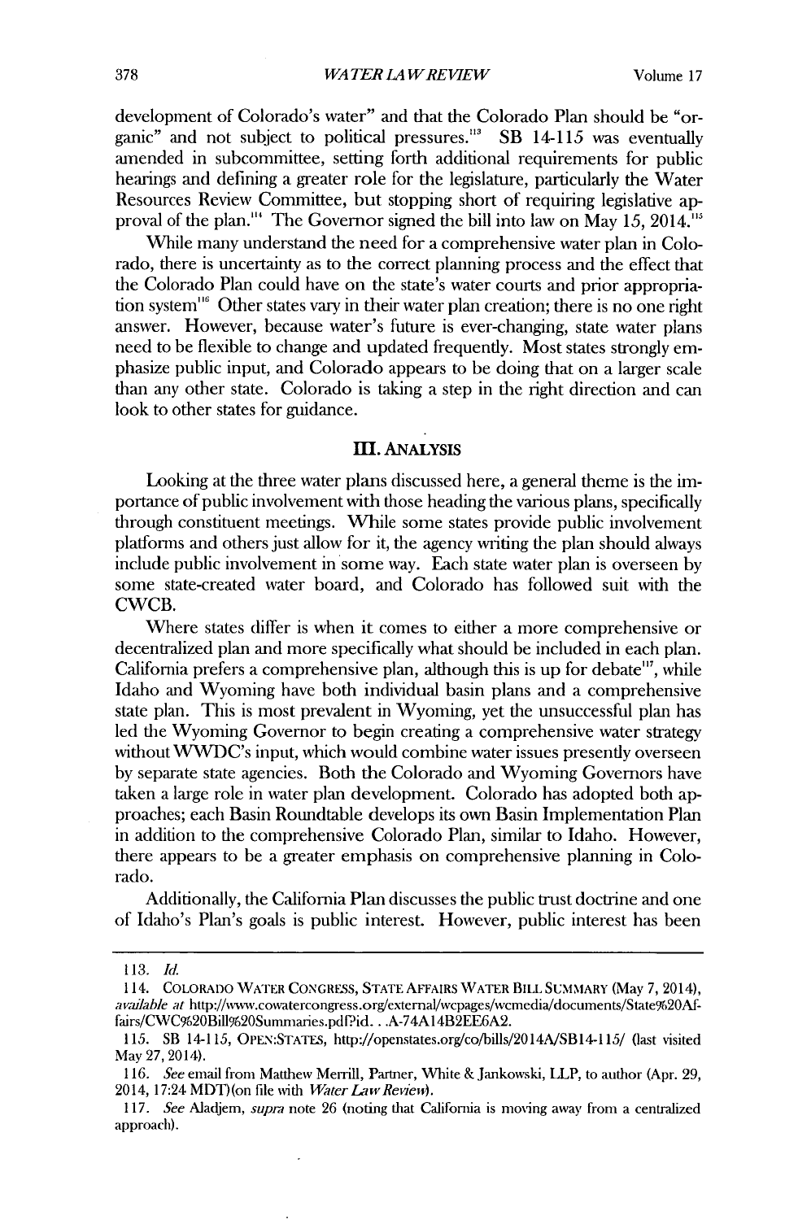development of Colorado's water" and that the Colorado Plan should be "organic" and not subject to political pressures.[113] SB 14-115 was eventually amended in subcommittee, setting forth additional requirements for public hearings and defining a greater role for the legislature, particularly the Water Resources Review Committee, but stopping short of requiring legislative approval of the plan.[114] The Governor signed the bill into law on May 15, 2014.[115]

While many understand the need for a comprehensive water plan in Colorado, there is uncertainty as to the correct planning process and the effect that the Colorado Plan could have on the state's water courts and prior appropriation system[116] Other states vary in their water plan creation; there is no one right answer. However, because water's future is ever-changing, state water plans need to be flexible to change and updated frequently. Most states strongly emphasize public input, and Colorado appears to be doing that on a larger scale than any other state. Colorado is taking a step in the right direction and can look to other states for guidance.

## III. ANALYSIS

Looking at the three water plans discussed here, a general theme is the importance of public involvement with those heading the various plans, specifically through constituent meetings. While some states provide public involvement platforms and others just allow for it, the agency writing the plan should always include public involvement in some way. Each state water plan is overseen by some state-created water board, and Colorado has followed suit with the CWCB.

Where states differ is when it comes to either a more comprehensive or decentralized plan and more specifically what should be included in each plan. California prefers a comprehensive plan, although this is up for debate[117], while Idaho and Wyoming have both individual basin plans and a comprehensive state plan. This is most prevalent in Wyoming, yet the unsuccessful plan has led the Wyoming Governor to begin creating a comprehensive water strategy without WWDC's input, which would combine water issues presently overseen by separate state agencies. Both the Colorado and Wyoming Governors have taken a large role in water plan development. Colorado has adopted both approaches; each Basin Roundtable develops its own Basin Implementation Plan in addition to the comprehensive Colorado Plan, similar to Idaho. However, there appears to be a greater emphasis on comprehensive planning in Colorado.

Additionally, the California Plan discusses the public trust doctrine and one of Idaho's Plan's goals is public interest. However, public interest has been

---

113. *Id.*

114. COLORADO WATER CONGRESS, STATE AFFAIRS WATER BILL SUMMARY (May 7, 2014), *available at* http://www.cowatercongress.org/external/wcpages/wcmedia/documents/State%20Affairs/CWC%20Bill%20Summaries.pdf?id...A-74A14B2EE6A2.

115. SB 14-115, OPEN:STATES, http://openstates.org/co/bills/2014A/SB14-115/ (last visited May 27, 2014).

116. *See* email from Matthew Merrill, Partner, White & Jankowski, LLP, to author (Apr. 29, 2014, 17:24 MDT)(on file with *Water Law Review*).

117. *See* Aladjem, *supra* note 26 (noting that California is moving away from a centralized approach).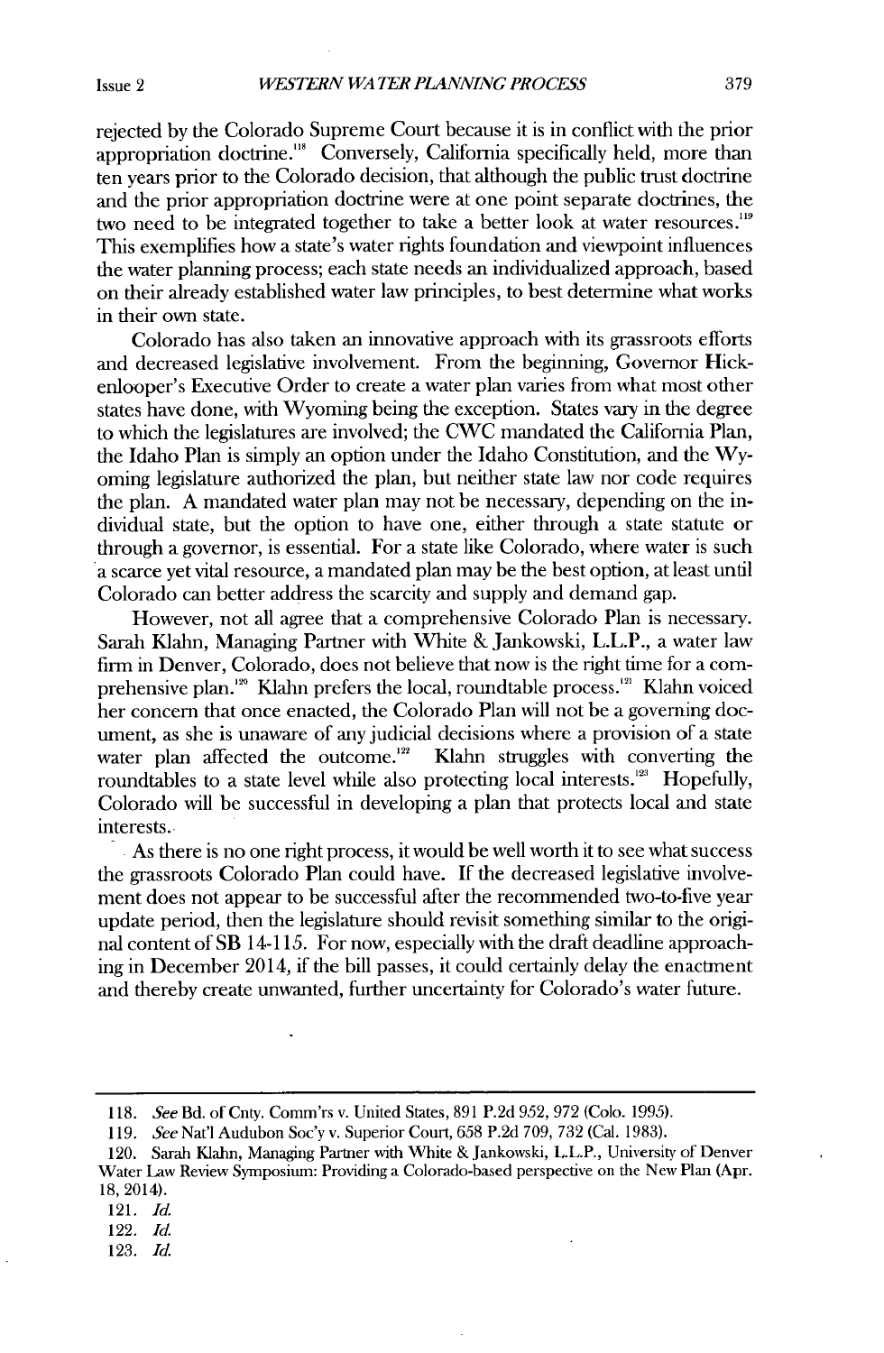rejected by the Colorado Supreme Court because it is in conflict with the prior appropriation doctrine.[118] Conversely, California specifically held, more than ten years prior to the Colorado decision, that although the public trust doctrine and the prior appropriation doctrine were at one point separate doctrines, the two need to be integrated together to take a better look at water resources.[119] This exemplifies how a state's water rights foundation and viewpoint influences the water planning process; each state needs an individualized approach, based on their already established water law principles, to best determine what works in their own state.

Colorado has also taken an innovative approach with its grassroots efforts and decreased legislative involvement. From the beginning, Governor Hickenlooper's Executive Order to create a water plan varies from what most other states have done, with Wyoming being the exception. States vary in the degree to which the legislatures are involved; the CWC mandated the California Plan, the Idaho Plan is simply an option under the Idaho Constitution, and the Wyoming legislature authorized the plan, but neither state law nor code requires the plan. A mandated water plan may not be necessary, depending on the individual state, but the option to have one, either through a state statute or through a governor, is essential. For a state like Colorado, where water is such a scarce yet vital resource, a mandated plan may be the best option, at least until Colorado can better address the scarcity and supply and demand gap.

However, not all agree that a comprehensive Colorado Plan is necessary. Sarah Klahn, Managing Partner with White & Jankowski, L.L.P., a water law firm in Denver, Colorado, does not believe that now is the right time for a comprehensive plan.[120] Klahn prefers the local, roundtable process.[121] Klahn voiced her concern that once enacted, the Colorado Plan will not be a governing document, as she is unaware of any judicial decisions where a provision of a state water plan affected the outcome.[122] Klahn struggles with converting the roundtables to a state level while also protecting local interests.[123] Hopefully, Colorado will be successful in developing a plan that protects local and state interests.

As there is no one right process, it would be well worth it to see what success the grassroots Colorado Plan could have. If the decreased legislative involvement does not appear to be successful after the recommended two-to-five year update period, then the legislature should revisit something similar to the original content of SB 14-115. For now, especially with the draft deadline approaching in December 2014, if the bill passes, it could certainly delay the enactment and thereby create unwanted, further uncertainty for Colorado's water future.

---

118. *See* Bd. of Cnty. Comm'rs v. United States, 891 P.2d 952, 972 (Colo. 1995).

119. *See* Nat'l Audubon Soc'y v. Superior Court, 658 P.2d 709, 732 (Cal. 1983).

120. Sarah Klahn, Managing Partner with White & Jankowski, L.L.P., University of Denver Water Law Review Symposium: Providing a Colorado-based perspective on the New Plan (Apr. 18, 2014).

121. *Id.*

122. *Id.*

123. *Id.*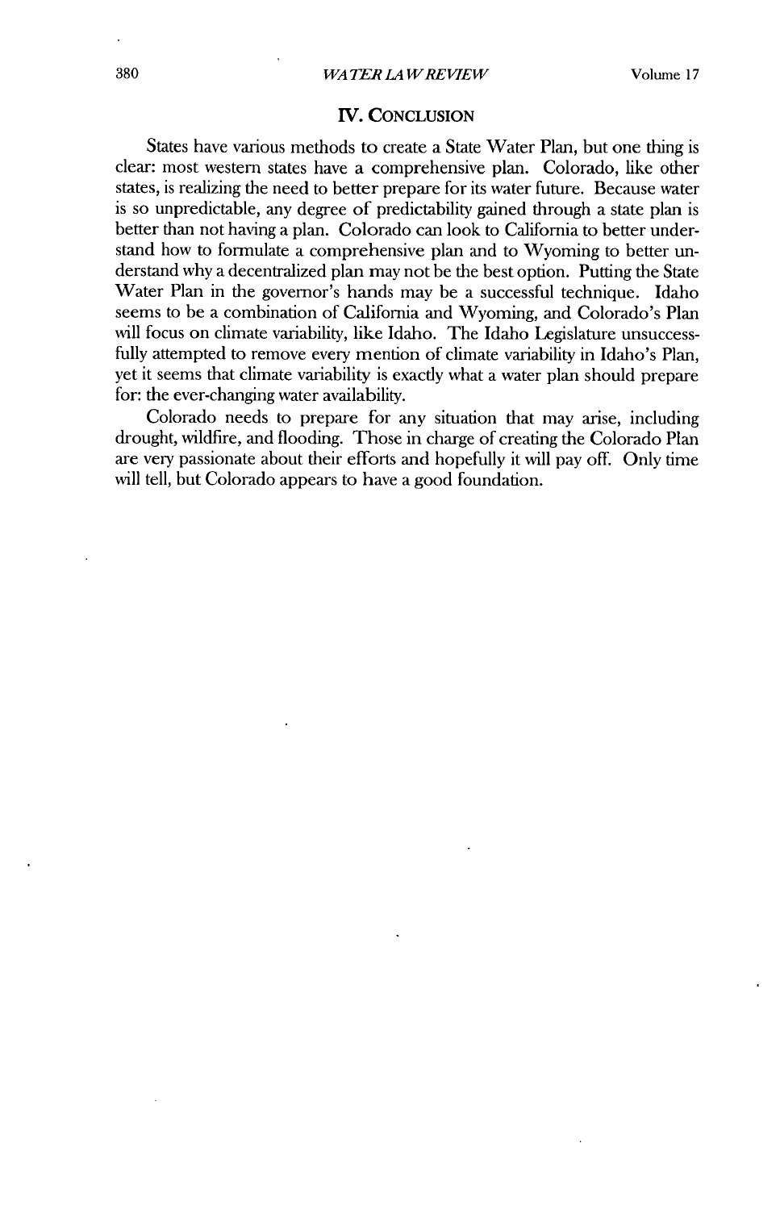## IV. CONCLUSION

States have various methods to create a State Water Plan, but one thing is clear: most western states have a comprehensive plan. Colorado, like other states, is realizing the need to better prepare for its water future. Because water is so unpredictable, any degree of predictability gained through a state plan is better than not having a plan. Colorado can look to California to better understand how to formulate a comprehensive plan and to Wyoming to better understand why a decentralized plan may not be the best option. Putting the State Water Plan in the governor's hands may be a successful technique. Idaho seems to be a combination of California and Wyoming, and Colorado's Plan will focus on climate variability, like Idaho. The Idaho Legislature unsuccessfully attempted to remove every mention of climate variability in Idaho's Plan, yet it seems that climate variability is exactly what a water plan should prepare for: the ever-changing water availability.

Colorado needs to prepare for any situation that may arise, including drought, wildfire, and flooding. Those in charge of creating the Colorado Plan are very passionate about their efforts and hopefully it will pay off. Only time will tell, but Colorado appears to have a good foundation.